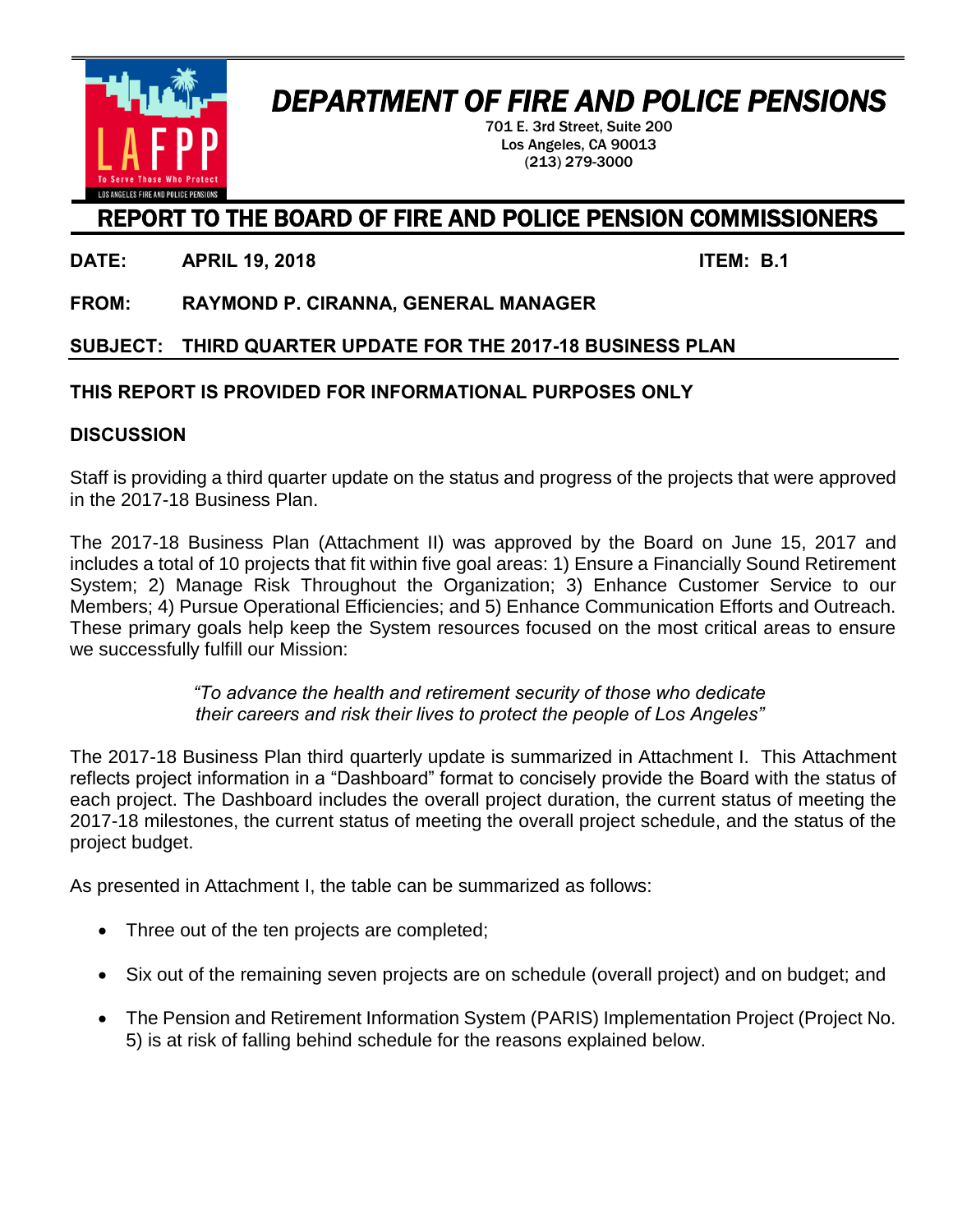# DEPARTMENT OF FIRE AND POLICE PENSIONS

701 E. 3rd Street, Suite 200
Los Angeles, CA 90013
(213) 279-3000

## REPORT TO THE BOARD OF FIRE AND POLICE PENSION COMMISSIONERS

**DATE:** **APRIL 19, 2018** **ITEM: B.1**

**FROM:** **RAYMOND P. CIRANNA, GENERAL MANAGER**

**SUBJECT: THIRD QUARTER UPDATE FOR THE 2017-18 BUSINESS PLAN**

**THIS REPORT IS PROVIDED FOR INFORMATIONAL PURPOSES ONLY**

**DISCUSSION**

Staff is providing a third quarter update on the status and progress of the projects that were approved in the 2017-18 Business Plan.

The 2017-18 Business Plan (Attachment II) was approved by the Board on June 15, 2017 and includes a total of 10 projects that fit within five goal areas: 1) Ensure a Financially Sound Retirement System; 2) Manage Risk Throughout the Organization; 3) Enhance Customer Service to our Members; 4) Pursue Operational Efficiencies; and 5) Enhance Communication Efforts and Outreach. These primary goals help keep the System resources focused on the most critical areas to ensure we successfully fulfill our Mission:

> *"To advance the health and retirement security of those who dedicate their careers and risk their lives to protect the people of Los Angeles"*

The 2017-18 Business Plan third quarterly update is summarized in Attachment I. This Attachment reflects project information in a "Dashboard" format to concisely provide the Board with the status of each project. The Dashboard includes the overall project duration, the current status of meeting the 2017-18 milestones, the current status of meeting the overall project schedule, and the status of the project budget.

As presented in Attachment I, the table can be summarized as follows:

- Three out of the ten projects are completed;
- Six out of the remaining seven projects are on schedule (overall project) and on budget; and
- The Pension and Retirement Information System (PARIS) Implementation Project (Project No. 5) is at risk of falling behind schedule for the reasons explained below.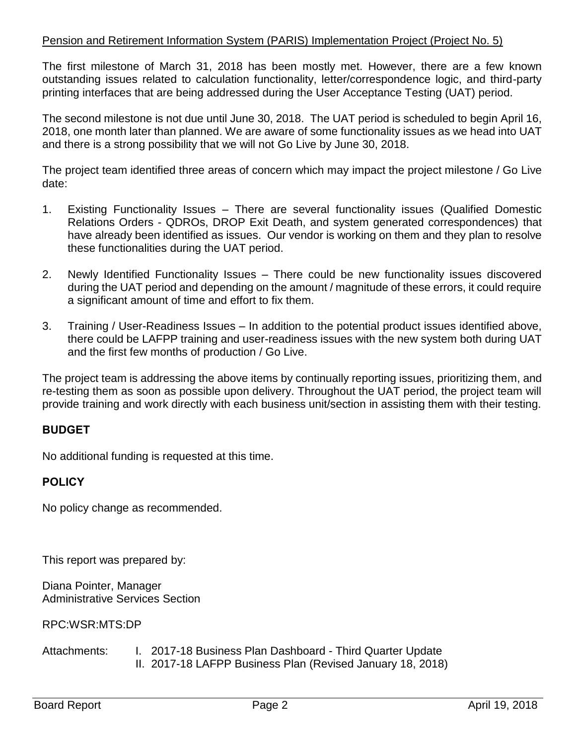Pension and Retirement Information System (PARIS) Implementation Project (Project No. 5)

The first milestone of March 31, 2018 has been mostly met. However, there are a few known outstanding issues related to calculation functionality, letter/correspondence logic, and third-party printing interfaces that are being addressed during the User Acceptance Testing (UAT) period.

The second milestone is not due until June 30, 2018. The UAT period is scheduled to begin April 16, 2018, one month later than planned. We are aware of some functionality issues as we head into UAT and there is a strong possibility that we will not Go Live by June 30, 2018.

The project team identified three areas of concern which may impact the project milestone / Go Live date:

1. Existing Functionality Issues – There are several functionality issues (Qualified Domestic Relations Orders - QDROs, DROP Exit Death, and system generated correspondences) that have already been identified as issues. Our vendor is working on them and they plan to resolve these functionalities during the UAT period.

2. Newly Identified Functionality Issues – There could be new functionality issues discovered during the UAT period and depending on the amount / magnitude of these errors, it could require a significant amount of time and effort to fix them.

3. Training / User-Readiness Issues – In addition to the potential product issues identified above, there could be LAFPP training and user-readiness issues with the new system both during UAT and the first few months of production / Go Live.

The project team is addressing the above items by continually reporting issues, prioritizing them, and re-testing them as soon as possible upon delivery. Throughout the UAT period, the project team will provide training and work directly with each business unit/section in assisting them with their testing.

## BUDGET

No additional funding is requested at this time.

## POLICY

No policy change as recommended.

This report was prepared by:

Diana Pointer, Manager
Administrative Services Section

RPC:WSR:MTS:DP

Attachments: I. 2017-18 Business Plan Dashboard - Third Quarter Update
II. 2017-18 LAFPP Business Plan (Revised January 18, 2018)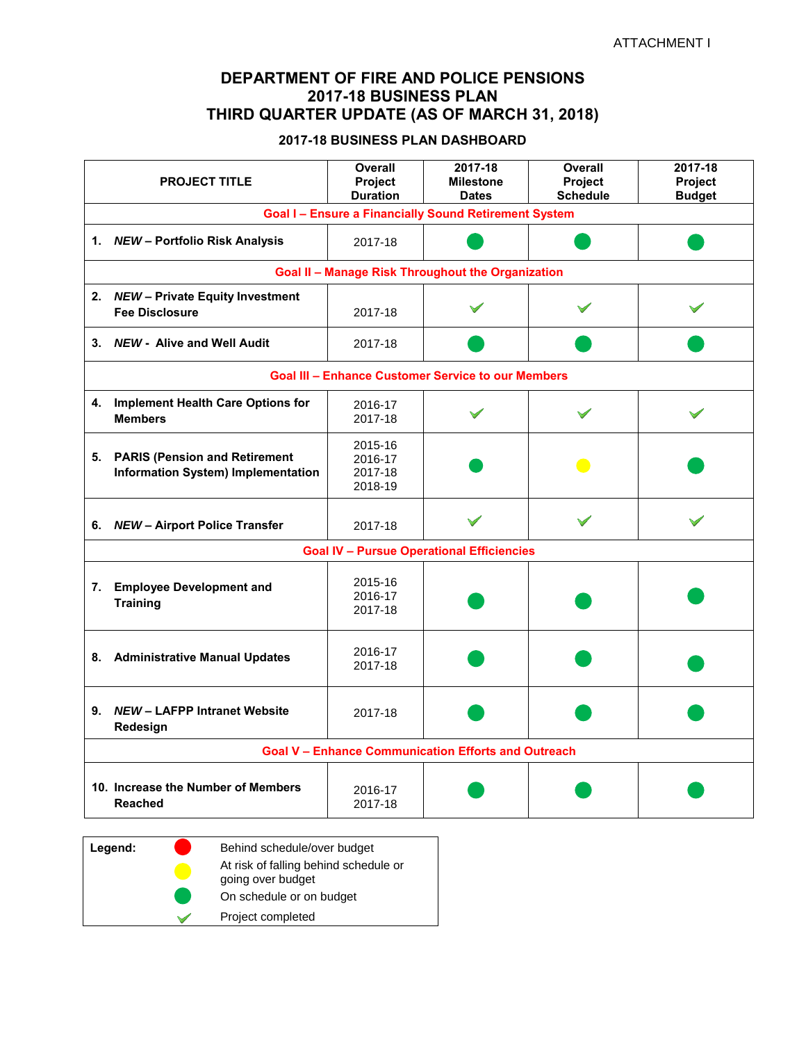ATTACHMENT I

# DEPARTMENT OF FIRE AND POLICE PENSIONS
# 2017-18 BUSINESS PLAN
# THIRD QUARTER UPDATE (AS OF MARCH 31, 2018)

## 2017-18 BUSINESS PLAN DASHBOARD

| PROJECT TITLE | Overall Project Duration | 2017-18 Milestone Dates | Overall Project Schedule | 2017-18 Project Budget |
|---|---|---|---|---|
| **Goal I – Ensure a Financially Sound Retirement System** | | | | |
| **1. *NEW* – Portfolio Risk Analysis** | 2017-18 | Green | Green | Green |
| **Goal II – Manage Risk Throughout the Organization** | | | | |
| **2. *NEW* – Private Equity Investment Fee Disclosure** | 2017-18 | ✓ | ✓ | ✓ |
| **3. *NEW* - Alive and Well Audit** | 2017-18 | Green | Green | Green |
| **Goal III – Enhance Customer Service to our Members** | | | | |
| **4. Implement Health Care Options for Members** | 2016-17<br>2017-18 | ✓ | ✓ | ✓ |
| **5. PARIS (Pension and Retirement Information System) Implementation** | 2015-16<br>2016-17<br>2017-18<br>2018-19 | Green | Yellow | Green |
| **6. *NEW* – Airport Police Transfer** | 2017-18 | ✓ | ✓ | ✓ |
| **Goal IV – Pursue Operational Efficiencies** | | | | |
| **7. Employee Development and Training** | 2015-16<br>2016-17<br>2017-18 | Green | Green | Green |
| **8. Administrative Manual Updates** | 2016-17<br>2017-18 | Green | Green | Green |
| **9. *NEW* – LAFPP Intranet Website Redesign** | 2017-18 | Green | Green | Green |
| **Goal V – Enhance Communication Efforts and Outreach** | | | | |
| **10. Increase the Number of Members Reached** | 2016-17<br>2017-18 | Green | Green | Green |

| **Legend:** | |
|---|---|
| Red | Behind schedule/over budget |
| Yellow | At risk of falling behind schedule or going over budget |
| Green | On schedule or on budget |
| ✓ | Project completed |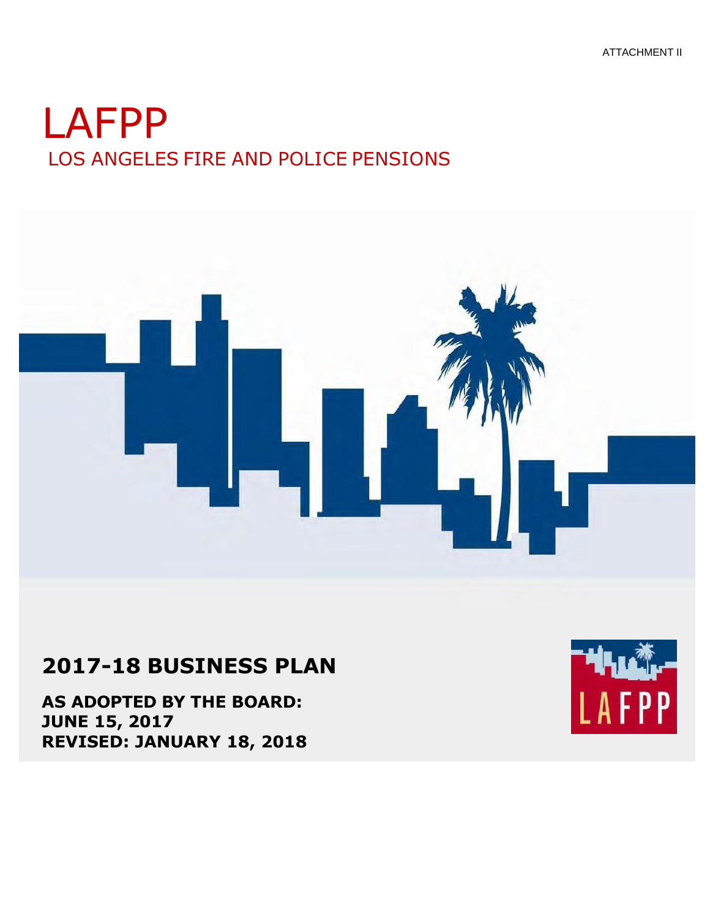ATTACHMENT II

# LAFPP

## LOS ANGELES FIRE AND POLICE PENSIONS

# 2017-18 BUSINESS PLAN

**AS ADOPTED BY THE BOARD:**
**JUNE 15, 2017**
**REVISED: JANUARY 18, 2018**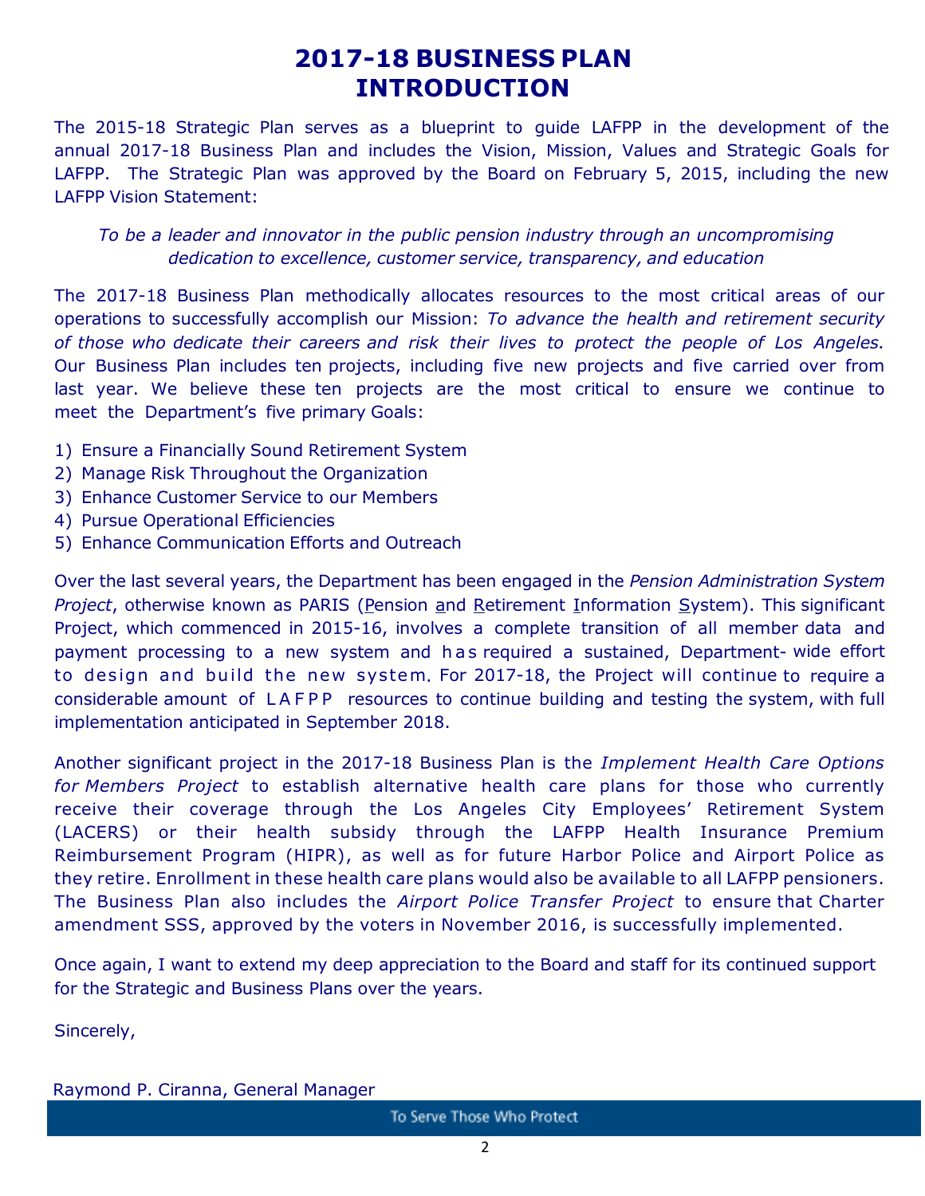# 2017-18 BUSINESS PLAN INTRODUCTION

The 2015-18 Strategic Plan serves as a blueprint to guide LAFPP in the development of the annual 2017-18 Business Plan and includes the Vision, Mission, Values and Strategic Goals for LAFPP. The Strategic Plan was approved by the Board on February 5, 2015, including the new LAFPP Vision Statement:

*To be a leader and innovator in the public pension industry through an uncompromising dedication to excellence, customer service, transparency, and education*

The 2017-18 Business Plan methodically allocates resources to the most critical areas of our operations to successfully accomplish our Mission: *To advance the health and retirement security of those who dedicate their careers and risk their lives to protect the people of Los Angeles.* Our Business Plan includes ten projects, including five new projects and five carried over from last year. We believe these ten projects are the most critical to ensure we continue to meet the Department's five primary Goals:

1) Ensure a Financially Sound Retirement System
2) Manage Risk Throughout the Organization
3) Enhance Customer Service to our Members
4) Pursue Operational Efficiencies
5) Enhance Communication Efforts and Outreach

Over the last several years, the Department has been engaged in the *Pension Administration System Project*, otherwise known as PARIS (Pension and Retirement Information System). This significant Project, which commenced in 2015-16, involves a complete transition of all member data and payment processing to a new system and has required a sustained, Department- wide effort to design and build the new system. For 2017-18, the Project will continue to require a considerable amount of LAFPP resources to continue building and testing the system, with full implementation anticipated in September 2018.

Another significant project in the 2017-18 Business Plan is the *Implement Health Care Options for Members Project* to establish alternative health care plans for those who currently receive their coverage through the Los Angeles City Employees' Retirement System (LACERS) or their health subsidy through the LAFPP Health Insurance Premium Reimbursement Program (HIPR), as well as for future Harbor Police and Airport Police as they retire. Enrollment in these health care plans would also be available to all LAFPP pensioners. The Business Plan also includes the *Airport Police Transfer Project* to ensure that Charter amendment SSS, approved by the voters in November 2016, is successfully implemented.

Once again, I want to extend my deep appreciation to the Board and staff for its continued support for the Strategic and Business Plans over the years.

Sincerely,

Raymond P. Ciranna, General Manager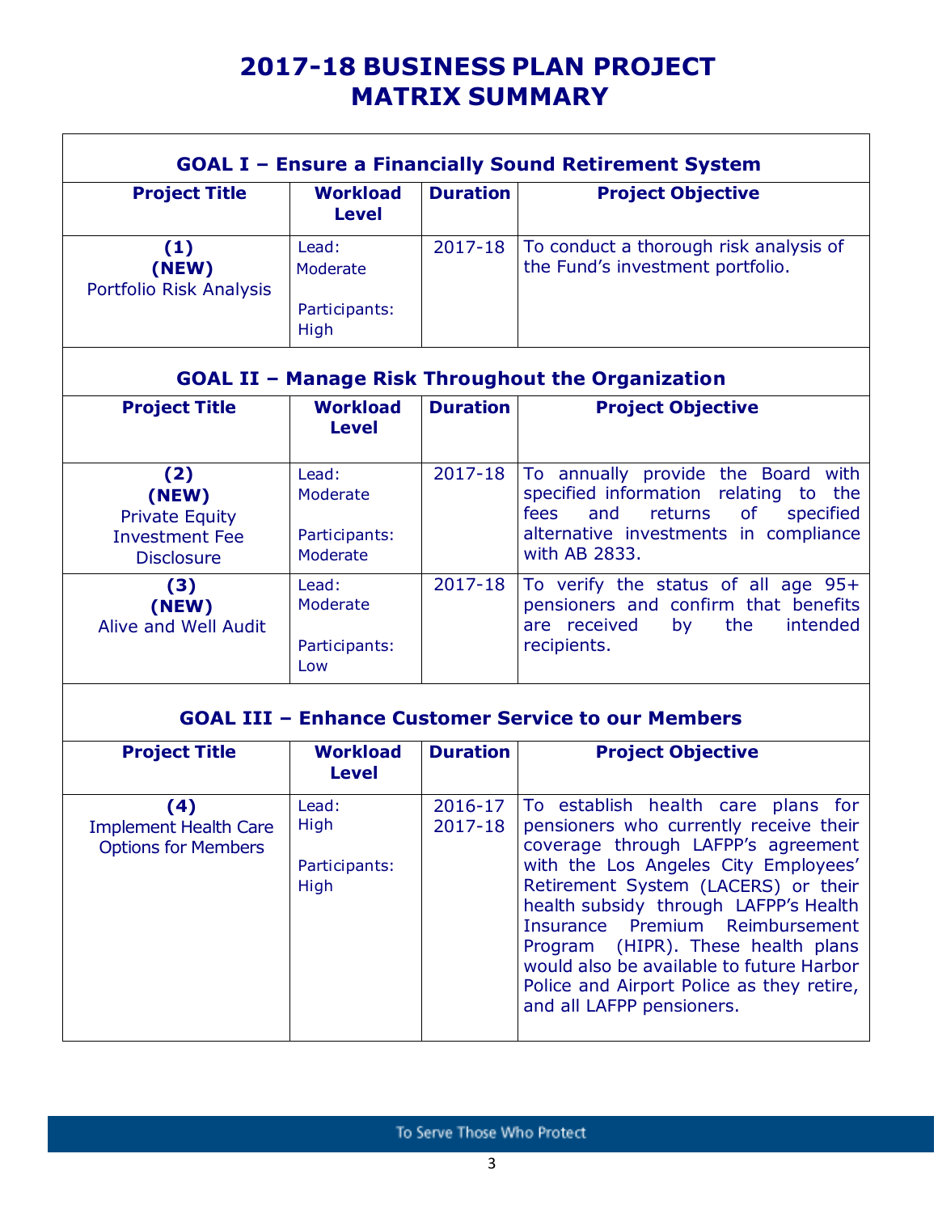# 2017-18 BUSINESS PLAN PROJECT MATRIX SUMMARY

## GOAL I – Ensure a Financially Sound Retirement System

| Project Title | Workload Level | Duration | Project Objective |
|---|---|---|---|
| **(1)** **(NEW)** Portfolio Risk Analysis | Lead: Moderate<br><br>Participants: High | 2017-18 | To conduct a thorough risk analysis of the Fund's investment portfolio. |

## GOAL II – Manage Risk Throughout the Organization

| Project Title | Workload Level | Duration | Project Objective |
|---|---|---|---|
| **(2)** **(NEW)** Private Equity Investment Fee Disclosure | Lead: Moderate<br><br>Participants: Moderate | 2017-18 | To annually provide the Board with specified information relating to the fees and returns of specified alternative investments in compliance with AB 2833. |
| **(3)** **(NEW)** Alive and Well Audit | Lead: Moderate<br><br>Participants: Low | 2017-18 | To verify the status of all age 95+ pensioners and confirm that benefits are received by the intended recipients. |

## GOAL III – Enhance Customer Service to our Members

| Project Title | Workload Level | Duration | Project Objective |
|---|---|---|---|
| **(4)** Implement Health Care Options for Members | Lead: High<br><br>Participants: High | 2016-17<br>2017-18 | To establish health care plans for pensioners who currently receive their coverage through LAFPP's agreement with the Los Angeles City Employees' Retirement System (LACERS) or their health subsidy through LAFPP's Health Insurance Premium Reimbursement Program (HIPR). These health plans would also be available to future Harbor Police and Airport Police as they retire, and all LAFPP pensioners. |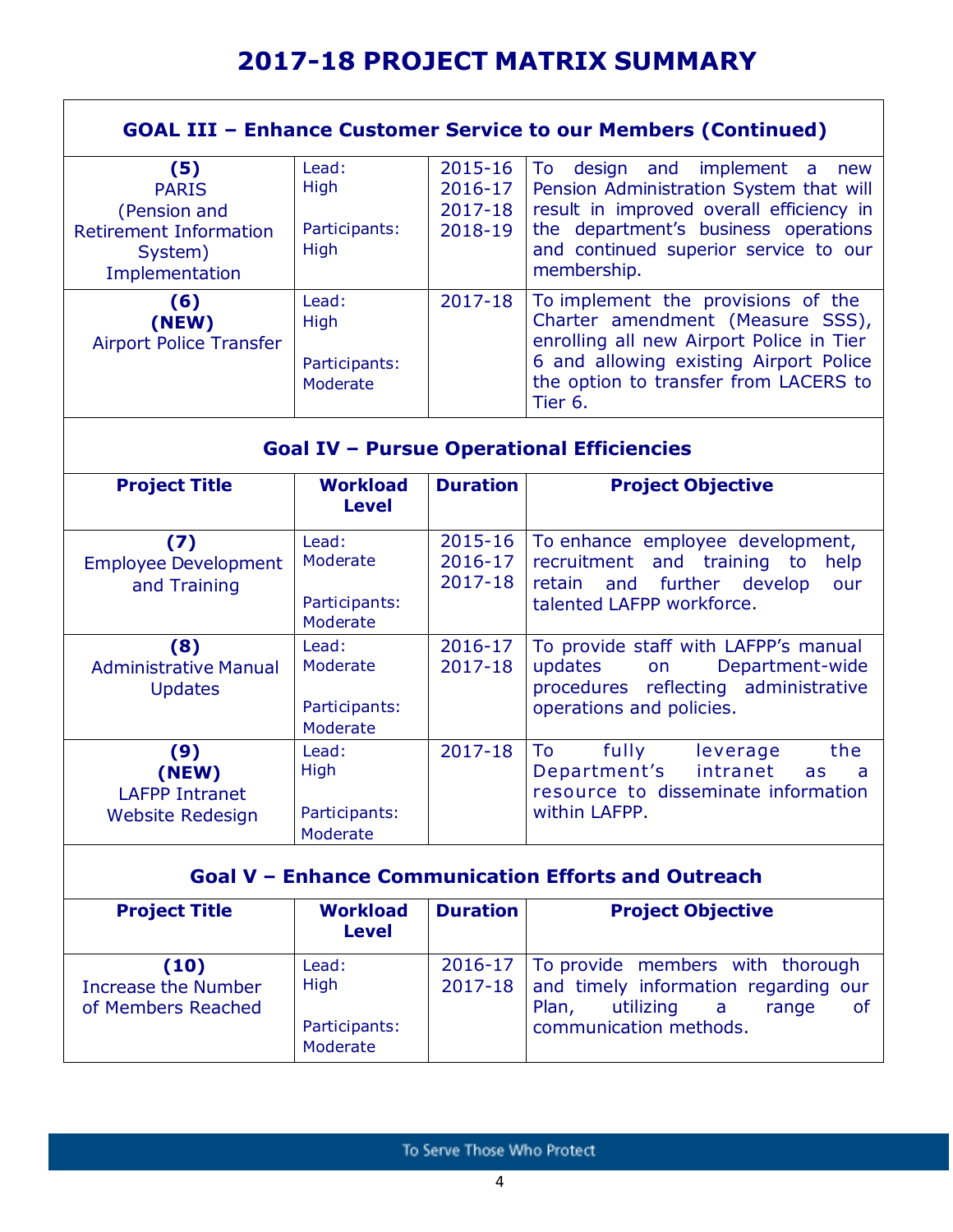# 2017-18 PROJECT MATRIX SUMMARY

## GOAL III – Enhance Customer Service to our Members (Continued)

| Project Title | Workload Level | Duration | Project Objective |
|---|---|---|---|
| **(5)** PARIS (Pension and Retirement Information System) Implementation | Lead: High<br>Participants: High | 2015-16<br>2016-17<br>2017-18<br>2018-19 | To design and implement a new Pension Administration System that will result in improved overall efficiency in the department's business operations and continued superior service to our membership. |
| **(6)** **(NEW)** Airport Police Transfer | Lead: High<br>Participants: Moderate | 2017-18 | To implement the provisions of the Charter amendment (Measure SSS), enrolling all new Airport Police in Tier 6 and allowing existing Airport Police the option to transfer from LACERS to Tier 6. |

## Goal IV – Pursue Operational Efficiencies

| Project Title | Workload Level | Duration | Project Objective |
|---|---|---|---|
| **(7)** Employee Development and Training | Lead: Moderate<br>Participants: Moderate | 2015-16<br>2016-17<br>2017-18 | To enhance employee development, recruitment and training to help retain and further develop our talented LAFPP workforce. |
| **(8)** Administrative Manual Updates | Lead: Moderate<br>Participants: Moderate | 2016-17<br>2017-18 | To provide staff with LAFPP's manual updates on Department-wide procedures reflecting administrative operations and policies. |
| **(9)** **(NEW)** LAFPP Intranet Website Redesign | Lead: High<br>Participants: Moderate | 2017-18 | To fully leverage the Department's intranet as a resource to disseminate information within LAFPP. |

## Goal V – Enhance Communication Efforts and Outreach

| Project Title | Workload Level | Duration | Project Objective |
|---|---|---|---|
| **(10)** Increase the Number of Members Reached | Lead: High<br>Participants: Moderate | 2016-17<br>2017-18 | To provide members with thorough and timely information regarding our Plan, utilizing a range of communication methods. |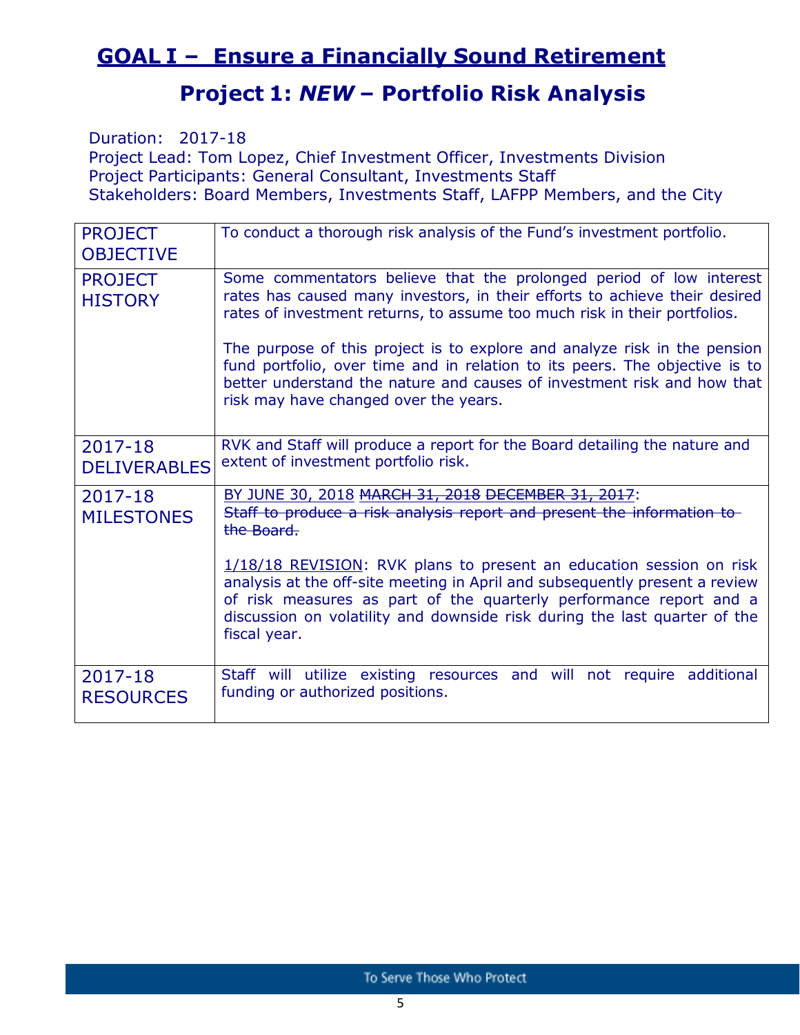# GOAL I – Ensure a Financially Sound Retirement

## Project 1: *NEW* – Portfolio Risk Analysis

Duration: 2017-18
Project Lead: Tom Lopez, Chief Investment Officer, Investments Division
Project Participants: General Consultant, Investments Staff
Stakeholders: Board Members, Investments Staff, LAFPP Members, and the City

| | |
|---|---|
| PROJECT OBJECTIVE | To conduct a thorough risk analysis of the Fund's investment portfolio. |
| PROJECT HISTORY | Some commentators believe that the prolonged period of low interest rates has caused many investors, in their efforts to achieve their desired rates of investment returns, to assume too much risk in their portfolios.<br><br>The purpose of this project is to explore and analyze risk in the pension fund portfolio, over time and in relation to its peers. The objective is to better understand the nature and causes of investment risk and how that risk may have changed over the years. |
| 2017-18 DELIVERABLES | RVK and Staff will produce a report for the Board detailing the nature and extent of investment portfolio risk. |
| 2017-18 MILESTONES | <u>BY JUNE 30, 2018</u> ~~MARCH 31, 2018~~ ~~DECEMBER 31, 2017~~:<br>~~Staff to produce a risk analysis report and present the information to the Board.~~<br><br><u>1/18/18 REVISION</u>: RVK plans to present an education session on risk analysis at the off-site meeting in April and subsequently present a review of risk measures as part of the quarterly performance report and a discussion on volatility and downside risk during the last quarter of the fiscal year. |
| 2017-18 RESOURCES | Staff will utilize existing resources and will not require additional funding or authorized positions. |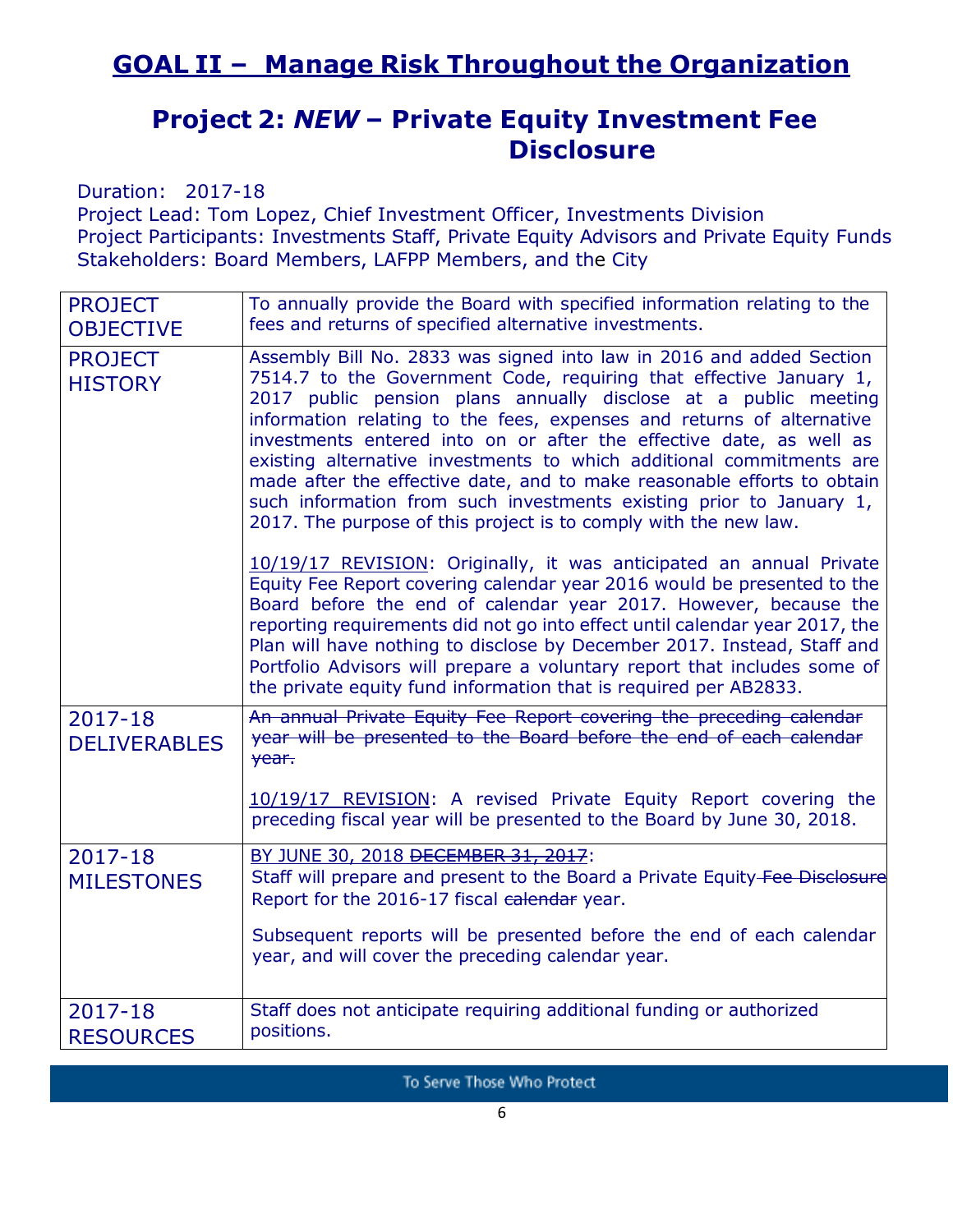# GOAL II – Manage Risk Throughout the Organization

## Project 2: *NEW* – Private Equity Investment Fee Disclosure

Duration: 2017-18
Project Lead: Tom Lopez, Chief Investment Officer, Investments Division
Project Participants: Investments Staff, Private Equity Advisors and Private Equity Funds
Stakeholders: Board Members, LAFPP Members, and the City

| | |
|---|---|
| PROJECT OBJECTIVE | To annually provide the Board with specified information relating to the fees and returns of specified alternative investments. |
| PROJECT HISTORY | Assembly Bill No. 2833 was signed into law in 2016 and added Section 7514.7 to the Government Code, requiring that effective January 1, 2017 public pension plans annually disclose at a public meeting information relating to the fees, expenses and returns of alternative investments entered into on or after the effective date, as well as existing alternative investments to which additional commitments are made after the effective date, and to make reasonable efforts to obtain such information from such investments existing prior to January 1, 2017. The purpose of this project is to comply with the new law.<br><br><u>10/19/17 REVISION</u>: Originally, it was anticipated an annual Private Equity Fee Report covering calendar year 2016 would be presented to the Board before the end of calendar year 2017. However, because the reporting requirements did not go into effect until calendar year 2017, the Plan will have nothing to disclose by December 2017. Instead, Staff and Portfolio Advisors will prepare a voluntary report that includes some of the private equity fund information that is required per AB2833. |
| 2017-18 DELIVERABLES | ~~An annual Private Equity Fee Report covering the preceding calendar year will be presented to the Board before the end of each calendar year.~~<br><br><u>10/19/17 REVISION</u>: A revised Private Equity Report covering the preceding fiscal year will be presented to the Board by June 30, 2018. |
| 2017-18 MILESTONES | <u>BY JUNE 30, 2018 ~~DECEMBER 31, 2017~~</u>:<br>Staff will prepare and present to the Board a Private Equity ~~Fee Disclosure~~ Report for the 2016-17 fiscal ~~calendar~~ year.<br><br>Subsequent reports will be presented before the end of each calendar year, and will cover the preceding calendar year. |
| 2017-18 RESOURCES | Staff does not anticipate requiring additional funding or authorized positions. |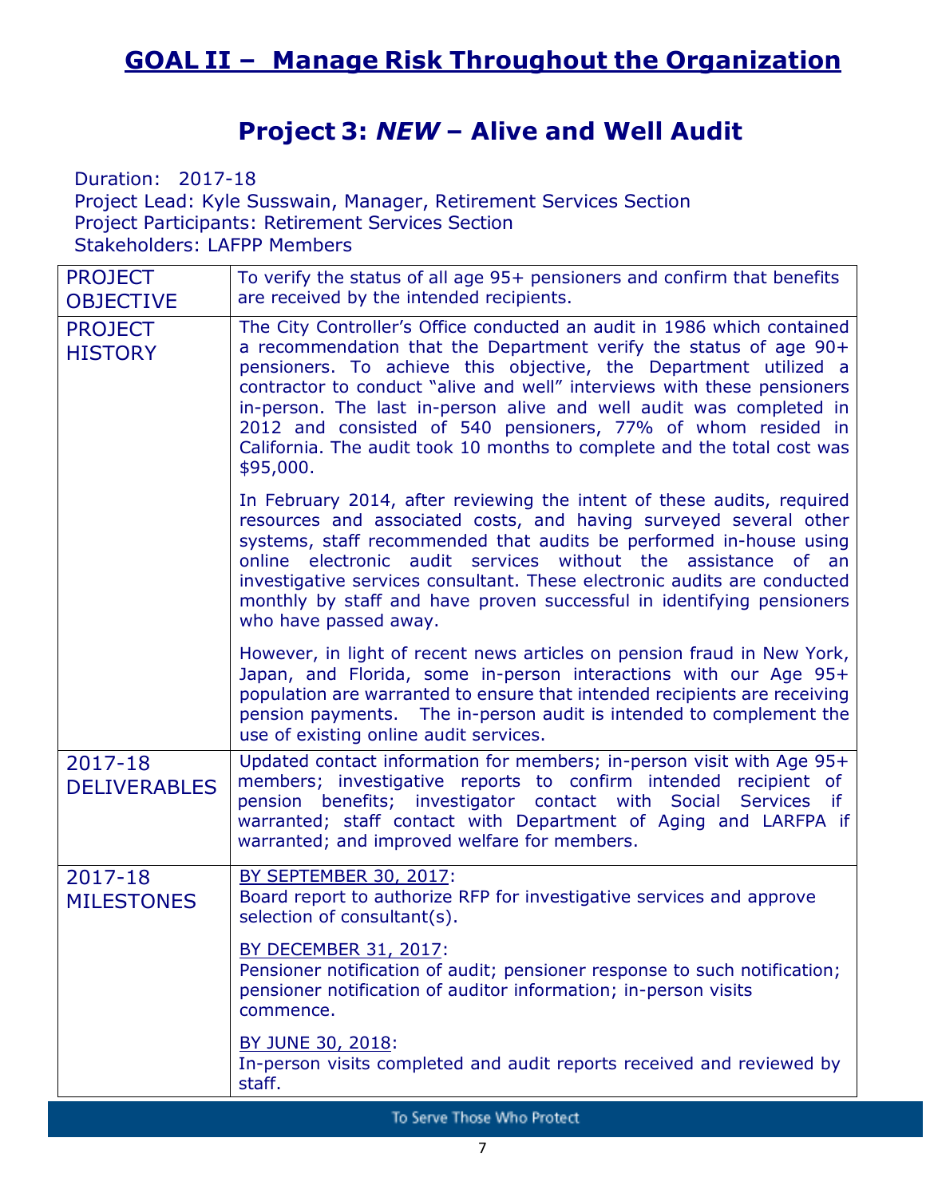# GOAL II – Manage Risk Throughout the Organization

## Project 3: *NEW* – Alive and Well Audit

Duration: 2017-18
Project Lead: Kyle Susswain, Manager, Retirement Services Section
Project Participants: Retirement Services Section
Stakeholders: LAFPP Members

| | |
|---|---|
| PROJECT OBJECTIVE | To verify the status of all age 95+ pensioners and confirm that benefits are received by the intended recipients. |
| PROJECT HISTORY | The City Controller's Office conducted an audit in 1986 which contained a recommendation that the Department verify the status of age 90+ pensioners. To achieve this objective, the Department utilized a contractor to conduct "alive and well" interviews with these pensioners in-person. The last in-person alive and well audit was completed in 2012 and consisted of 540 pensioners, 77% of whom resided in California. The audit took 10 months to complete and the total cost was $95,000.<br><br>In February 2014, after reviewing the intent of these audits, required resources and associated costs, and having surveyed several other systems, staff recommended that audits be performed in-house using online electronic audit services without the assistance of an investigative services consultant. These electronic audits are conducted monthly by staff and have proven successful in identifying pensioners who have passed away.<br><br>However, in light of recent news articles on pension fraud in New York, Japan, and Florida, some in-person interactions with our Age 95+ population are warranted to ensure that intended recipients are receiving pension payments. The in-person audit is intended to complement the use of existing online audit services. |
| 2017-18 DELIVERABLES | Updated contact information for members; in-person visit with Age 95+ members; investigative reports to confirm intended recipient of pension benefits; investigator contact with Social Services if warranted; staff contact with Department of Aging and LARFPA if warranted; and improved welfare for members. |
| 2017-18 MILESTONES | BY SEPTEMBER 30, 2017:<br>Board report to authorize RFP for investigative services and approve selection of consultant(s).<br><br>BY DECEMBER 31, 2017:<br>Pensioner notification of audit; pensioner response to such notification; pensioner notification of auditor information; in-person visits commence.<br><br>BY JUNE 30, 2018:<br>In-person visits completed and audit reports received and reviewed by staff. |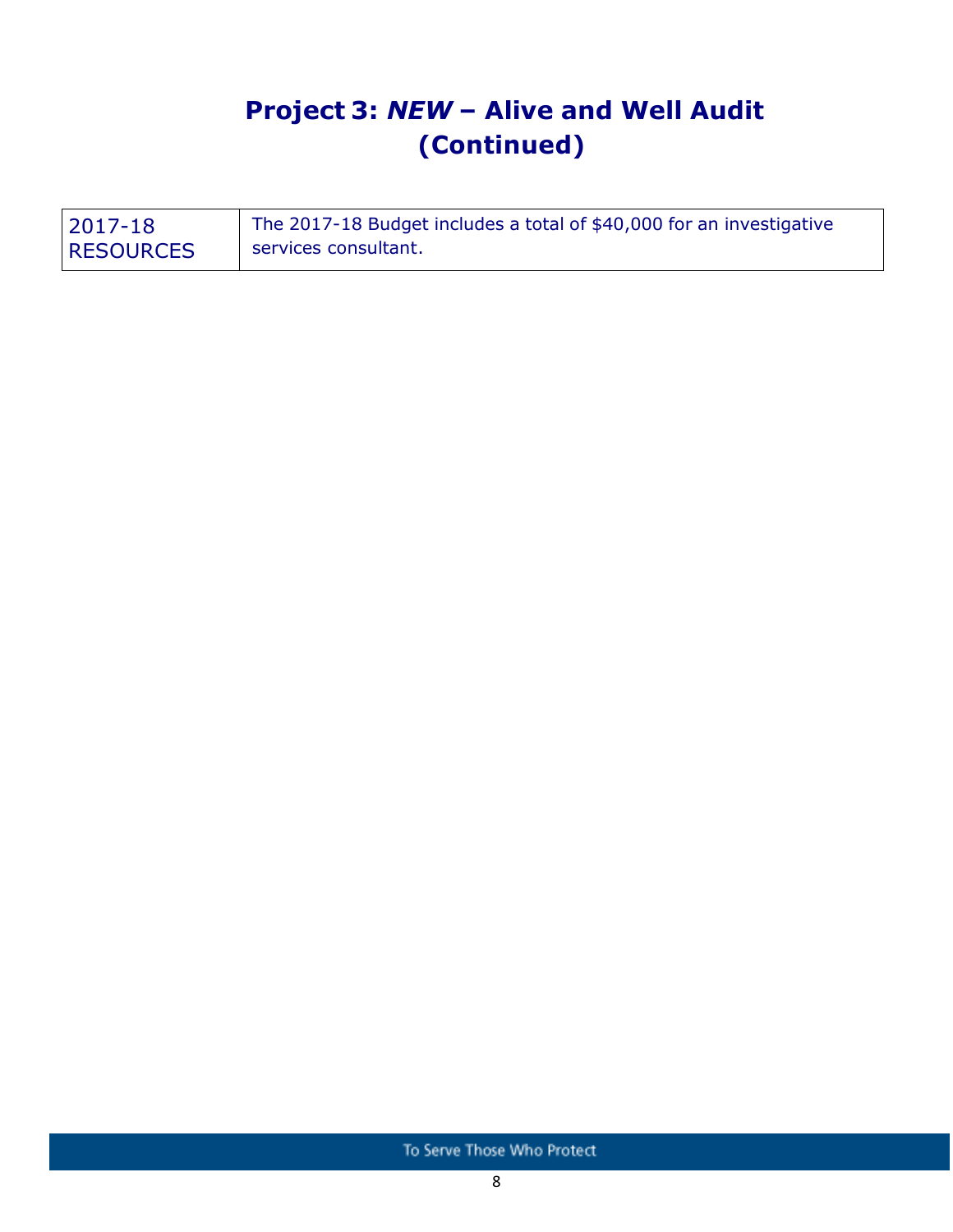# Project 3: *NEW* – Alive and Well Audit (Continued)

| | |
|---|---|
| 2017-18 RESOURCES | The 2017-18 Budget includes a total of $40,000 for an investigative services consultant. |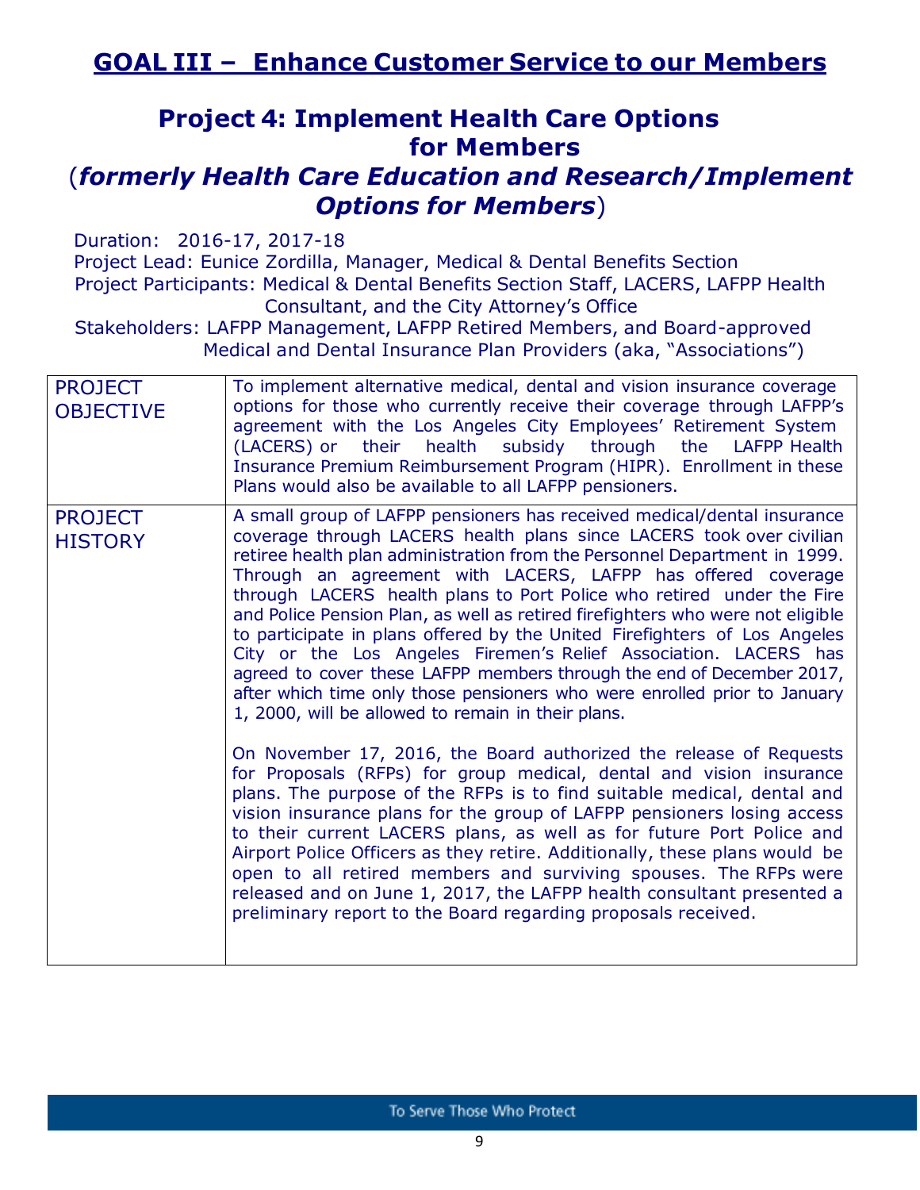## GOAL III – Enhance Customer Service to our Members

### Project 4: Implement Health Care Options for Members
### (*formerly Health Care Education and Research/Implement Options for Members*)

Duration: 2016-17, 2017-18
Project Lead: Eunice Zordilla, Manager, Medical & Dental Benefits Section
Project Participants: Medical & Dental Benefits Section Staff, LACERS, LAFPP Health Consultant, and the City Attorney's Office
Stakeholders: LAFPP Management, LAFPP Retired Members, and Board-approved Medical and Dental Insurance Plan Providers (aka, "Associations")

| | |
|---|---|
| PROJECT OBJECTIVE | To implement alternative medical, dental and vision insurance coverage options for those who currently receive their coverage through LAFPP's agreement with the Los Angeles City Employees' Retirement System (LACERS) or their health subsidy through the LAFPP Health Insurance Premium Reimbursement Program (HIPR). Enrollment in these Plans would also be available to all LAFPP pensioners. |
| PROJECT HISTORY | A small group of LAFPP pensioners has received medical/dental insurance coverage through LACERS health plans since LACERS took over civilian retiree health plan administration from the Personnel Department in 1999. Through an agreement with LACERS, LAFPP has offered coverage through LACERS health plans to Port Police who retired under the Fire and Police Pension Plan, as well as retired firefighters who were not eligible to participate in plans offered by the United Firefighters of Los Angeles City or the Los Angeles Firemen's Relief Association. LACERS has agreed to cover these LAFPP members through the end of December 2017, after which time only those pensioners who were enrolled prior to January 1, 2000, will be allowed to remain in their plans.<br><br>On November 17, 2016, the Board authorized the release of Requests for Proposals (RFPs) for group medical, dental and vision insurance plans. The purpose of the RFPs is to find suitable medical, dental and vision insurance plans for the group of LAFPP pensioners losing access to their current LACERS plans, as well as for future Port Police and Airport Police Officers as they retire. Additionally, these plans would be open to all retired members and surviving spouses. The RFPs were released and on June 1, 2017, the LAFPP health consultant presented a preliminary report to the Board regarding proposals received. |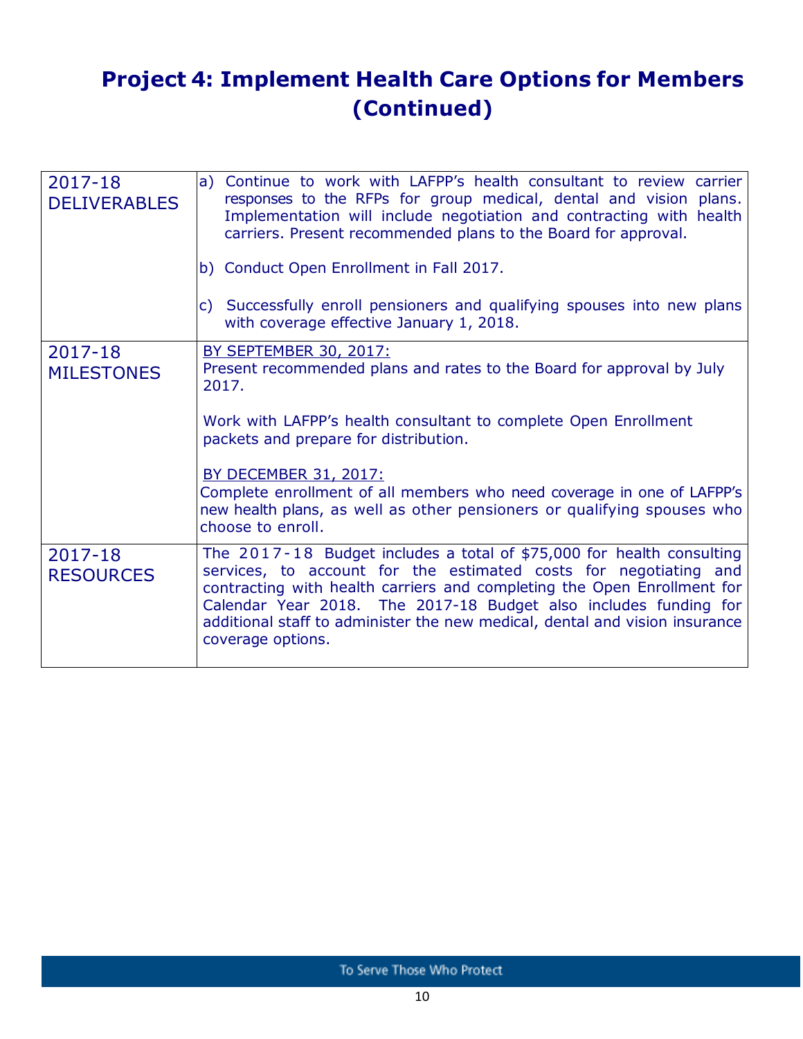# Project 4: Implement Health Care Options for Members (Continued)

| | |
|---|---|
| 2017-18 DELIVERABLES | a) Continue to work with LAFPP's health consultant to review carrier responses to the RFPs for group medical, dental and vision plans. Implementation will include negotiation and contracting with health carriers. Present recommended plans to the Board for approval.<br><br>b) Conduct Open Enrollment in Fall 2017.<br><br>c) Successfully enroll pensioners and qualifying spouses into new plans with coverage effective January 1, 2018. |
| 2017-18 MILESTONES | <u>BY SEPTEMBER 30, 2017:</u><br>Present recommended plans and rates to the Board for approval by July 2017.<br><br>Work with LAFPP's health consultant to complete Open Enrollment packets and prepare for distribution.<br><br><u>BY DECEMBER 31, 2017:</u><br>Complete enrollment of all members who need coverage in one of LAFPP's new health plans, as well as other pensioners or qualifying spouses who choose to enroll. |
| 2017-18 RESOURCES | The 2017-18 Budget includes a total of $75,000 for health consulting services, to account for the estimated costs for negotiating and contracting with health carriers and completing the Open Enrollment for Calendar Year 2018. The 2017-18 Budget also includes funding for additional staff to administer the new medical, dental and vision insurance coverage options. |

To Serve Those Who Protect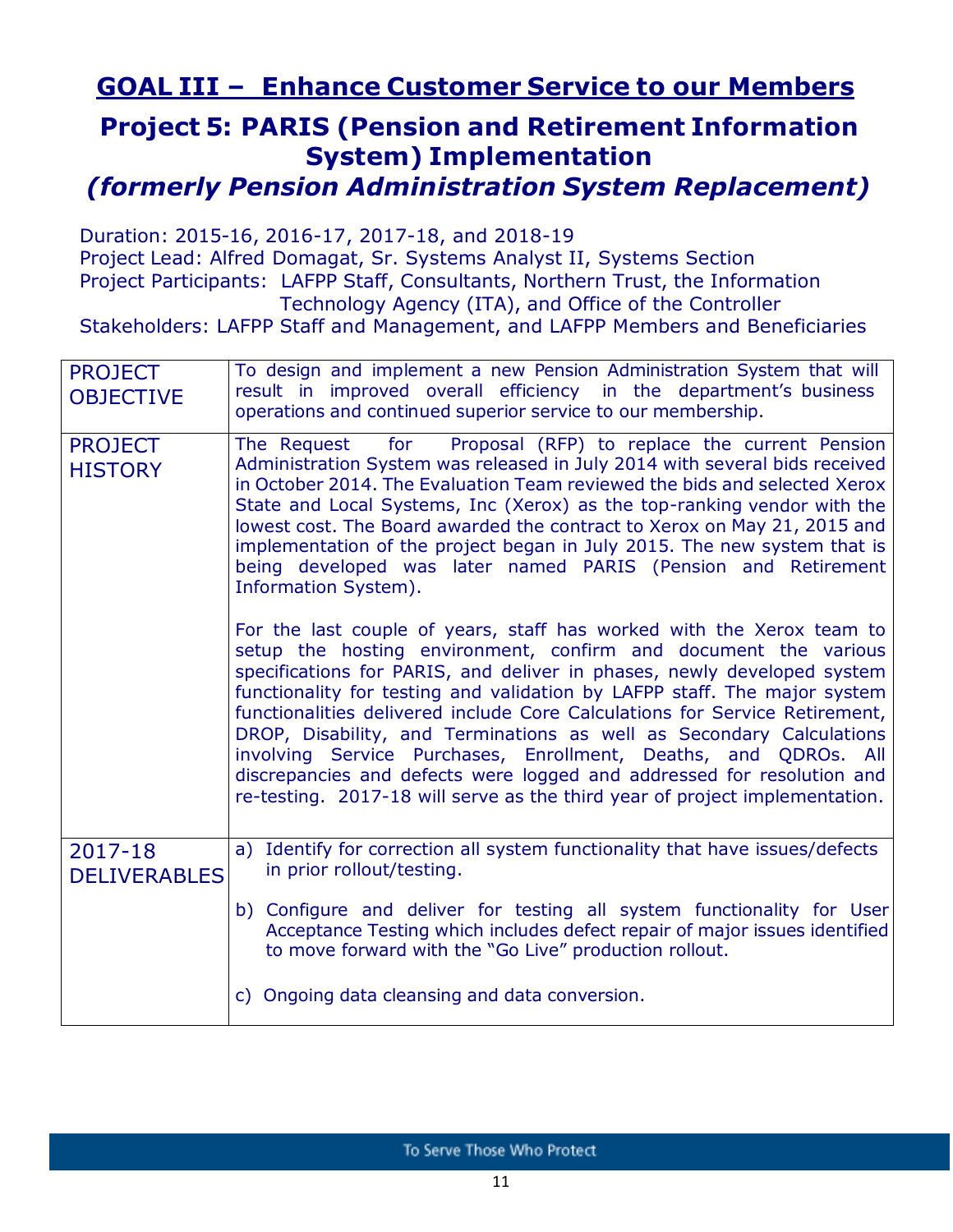# GOAL III – Enhance Customer Service to our Members

## Project 5: PARIS (Pension and Retirement Information System) Implementation

## *(formerly Pension Administration System Replacement)*

Duration: 2015-16, 2016-17, 2017-18, and 2018-19
Project Lead: Alfred Domagat, Sr. Systems Analyst II, Systems Section
Project Participants: LAFPP Staff, Consultants, Northern Trust, the Information Technology Agency (ITA), and Office of the Controller
Stakeholders: LAFPP Staff and Management, and LAFPP Members and Beneficiaries

| | |
|---|---|
| PROJECT OBJECTIVE | To design and implement a new Pension Administration System that will result in improved overall efficiency in the department's business operations and continued superior service to our membership. |
| PROJECT HISTORY | The Request for Proposal (RFP) to replace the current Pension Administration System was released in July 2014 with several bids received in October 2014. The Evaluation Team reviewed the bids and selected Xerox State and Local Systems, Inc (Xerox) as the top-ranking vendor with the lowest cost. The Board awarded the contract to Xerox on May 21, 2015 and implementation of the project began in July 2015. The new system that is being developed was later named PARIS (Pension and Retirement Information System).<br><br>For the last couple of years, staff has worked with the Xerox team to setup the hosting environment, confirm and document the various specifications for PARIS, and deliver in phases, newly developed system functionality for testing and validation by LAFPP staff. The major system functionalities delivered include Core Calculations for Service Retirement, DROP, Disability, and Terminations as well as Secondary Calculations involving Service Purchases, Enrollment, Deaths, and QDROs. All discrepancies and defects were logged and addressed for resolution and re-testing. 2017-18 will serve as the third year of project implementation. |
| 2017-18 DELIVERABLES | a) Identify for correction all system functionality that have issues/defects in prior rollout/testing.<br><br>b) Configure and deliver for testing all system functionality for User Acceptance Testing which includes defect repair of major issues identified to move forward with the "Go Live" production rollout.<br><br>c) Ongoing data cleansing and data conversion. |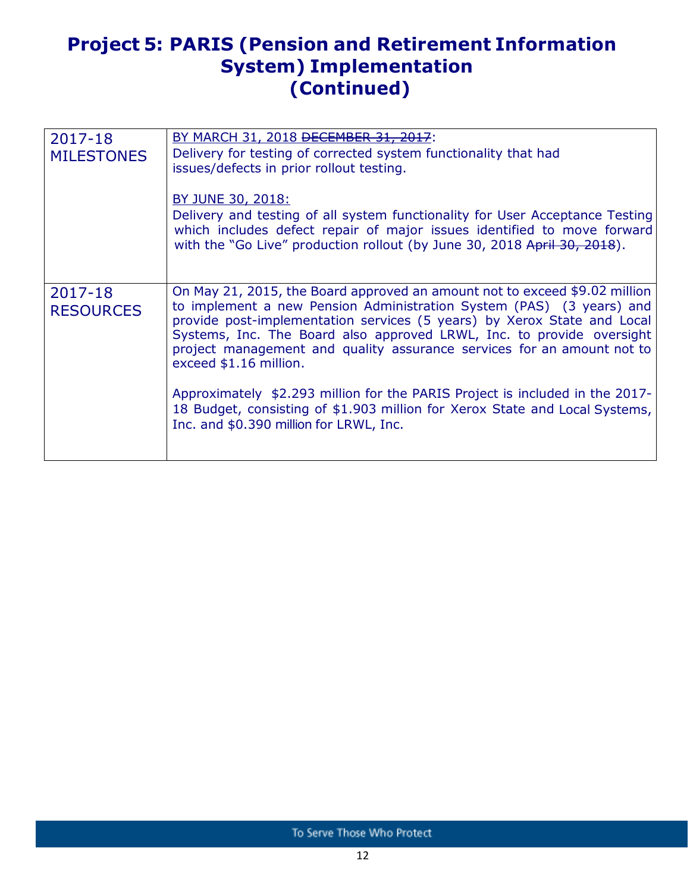# Project 5: PARIS (Pension and Retirement Information System) Implementation (Continued)

| | |
|---|---|
| 2017-18 MILESTONES | <u>BY MARCH 31, 2018</u> ~~DECEMBER 31, 2017~~: Delivery for testing of corrected system functionality that had issues/defects in prior rollout testing.<br><br><u>BY JUNE 30, 2018:</u> Delivery and testing of all system functionality for User Acceptance Testing which includes defect repair of major issues identified to move forward with the "Go Live" production rollout (by June 30, 2018 ~~April 30, 2018~~). |
| 2017-18 RESOURCES | On May 21, 2015, the Board approved an amount not to exceed $9.02 million to implement a new Pension Administration System (PAS) (3 years) and provide post-implementation services (5 years) by Xerox State and Local Systems, Inc. The Board also approved LRWL, Inc. to provide oversight project management and quality assurance services for an amount not to exceed $1.16 million.<br><br>Approximately $2.293 million for the PARIS Project is included in the 2017-18 Budget, consisting of $1.903 million for Xerox State and Local Systems, Inc. and $0.390 million for LRWL, Inc. |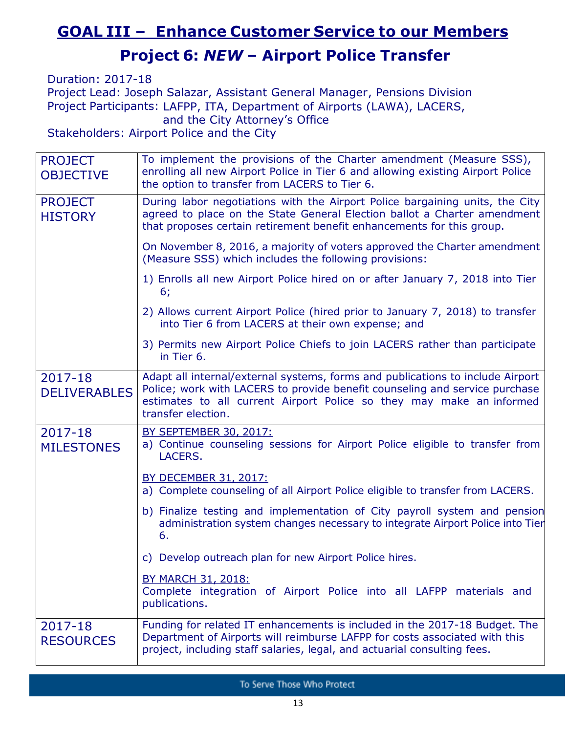# GOAL III – Enhance Customer Service to our Members

## Project 6: *NEW* – Airport Police Transfer

Duration: 2017-18
Project Lead: Joseph Salazar, Assistant General Manager, Pensions Division
Project Participants: LAFPP, ITA, Department of Airports (LAWA), LACERS, and the City Attorney's Office
Stakeholders: Airport Police and the City

| | |
|---|---|
| PROJECT OBJECTIVE | To implement the provisions of the Charter amendment (Measure SSS), enrolling all new Airport Police in Tier 6 and allowing existing Airport Police the option to transfer from LACERS to Tier 6. |
| PROJECT HISTORY | During labor negotiations with the Airport Police bargaining units, the City agreed to place on the State General Election ballot a Charter amendment that proposes certain retirement benefit enhancements for this group.<br><br>On November 8, 2016, a majority of voters approved the Charter amendment (Measure SSS) which includes the following provisions:<br><br>1) Enrolls all new Airport Police hired on or after January 7, 2018 into Tier 6;<br><br>2) Allows current Airport Police (hired prior to January 7, 2018) to transfer into Tier 6 from LACERS at their own expense; and<br><br>3) Permits new Airport Police Chiefs to join LACERS rather than participate in Tier 6. |
| 2017-18 DELIVERABLES | Adapt all internal/external systems, forms and publications to include Airport Police; work with LACERS to provide benefit counseling and service purchase estimates to all current Airport Police so they may make an informed transfer election. |
| 2017-18 MILESTONES | BY SEPTEMBER 30, 2017:<br>a) Continue counseling sessions for Airport Police eligible to transfer from LACERS.<br><br>BY DECEMBER 31, 2017:<br>a) Complete counseling of all Airport Police eligible to transfer from LACERS.<br><br>b) Finalize testing and implementation of City payroll system and pension administration system changes necessary to integrate Airport Police into Tier 6.<br><br>c) Develop outreach plan for new Airport Police hires.<br><br>BY MARCH 31, 2018:<br>Complete integration of Airport Police into all LAFPP materials and publications. |
| 2017-18 RESOURCES | Funding for related IT enhancements is included in the 2017-18 Budget. The Department of Airports will reimburse LAFPP for costs associated with this project, including staff salaries, legal, and actuarial consulting fees. |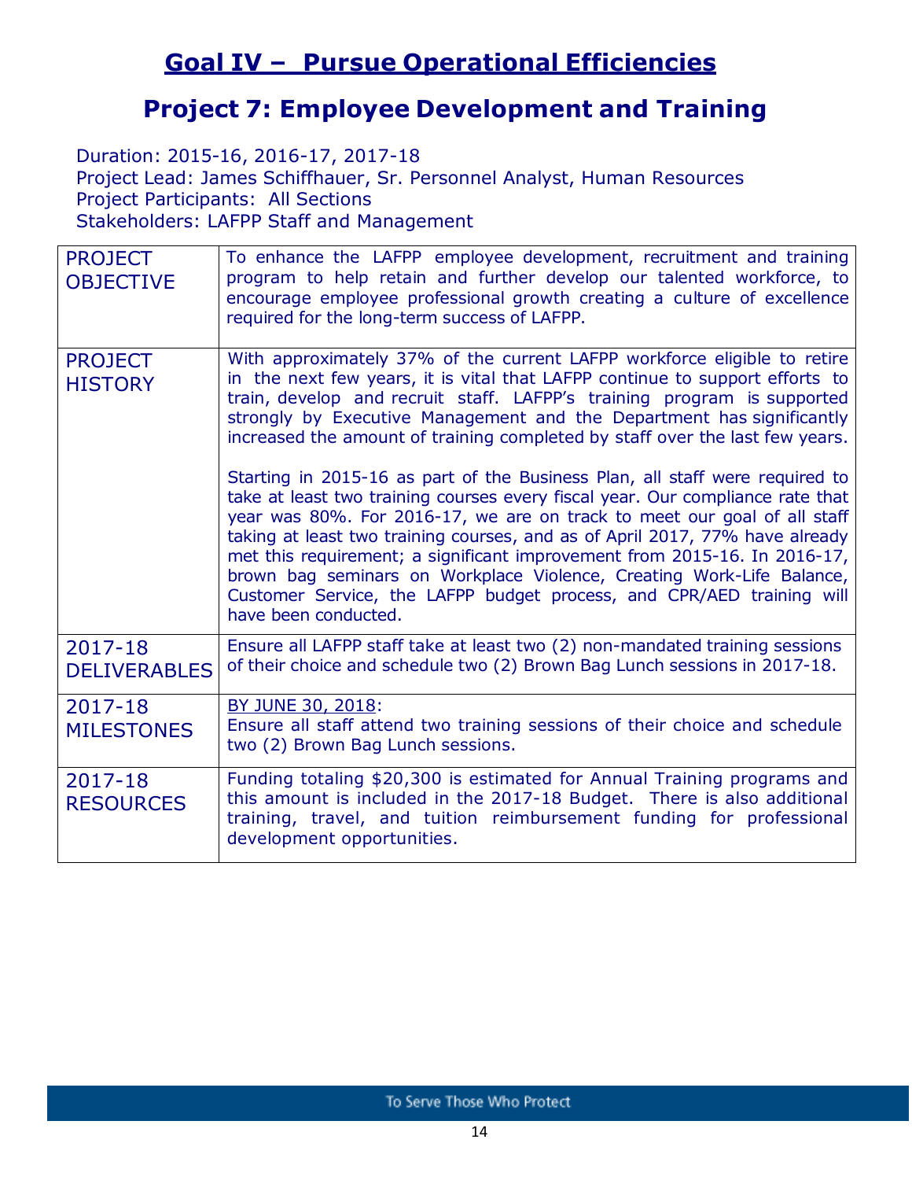# Goal IV – Pursue Operational Efficiencies

## Project 7: Employee Development and Training

Duration: 2015-16, 2016-17, 2017-18
Project Lead: James Schiffhauer, Sr. Personnel Analyst, Human Resources
Project Participants: All Sections
Stakeholders: LAFPP Staff and Management

| | |
|---|---|
| PROJECT OBJECTIVE | To enhance the LAFPP employee development, recruitment and training program to help retain and further develop our talented workforce, to encourage employee professional growth creating a culture of excellence required for the long-term success of LAFPP. |
| PROJECT HISTORY | With approximately 37% of the current LAFPP workforce eligible to retire in the next few years, it is vital that LAFPP continue to support efforts to train, develop and recruit staff. LAFPP's training program is supported strongly by Executive Management and the Department has significantly increased the amount of training completed by staff over the last few years.<br><br>Starting in 2015-16 as part of the Business Plan, all staff were required to take at least two training courses every fiscal year. Our compliance rate that year was 80%. For 2016-17, we are on track to meet our goal of all staff taking at least two training courses, and as of April 2017, 77% have already met this requirement; a significant improvement from 2015-16. In 2016-17, brown bag seminars on Workplace Violence, Creating Work-Life Balance, Customer Service, the LAFPP budget process, and CPR/AED training will have been conducted. |
| 2017-18 DELIVERABLES | Ensure all LAFPP staff take at least two (2) non-mandated training sessions of their choice and schedule two (2) Brown Bag Lunch sessions in 2017-18. |
| 2017-18 MILESTONES | BY JUNE 30, 2018:<br>Ensure all staff attend two training sessions of their choice and schedule two (2) Brown Bag Lunch sessions. |
| 2017-18 RESOURCES | Funding totaling $20,300 is estimated for Annual Training programs and this amount is included in the 2017-18 Budget. There is also additional training, travel, and tuition reimbursement funding for professional development opportunities. |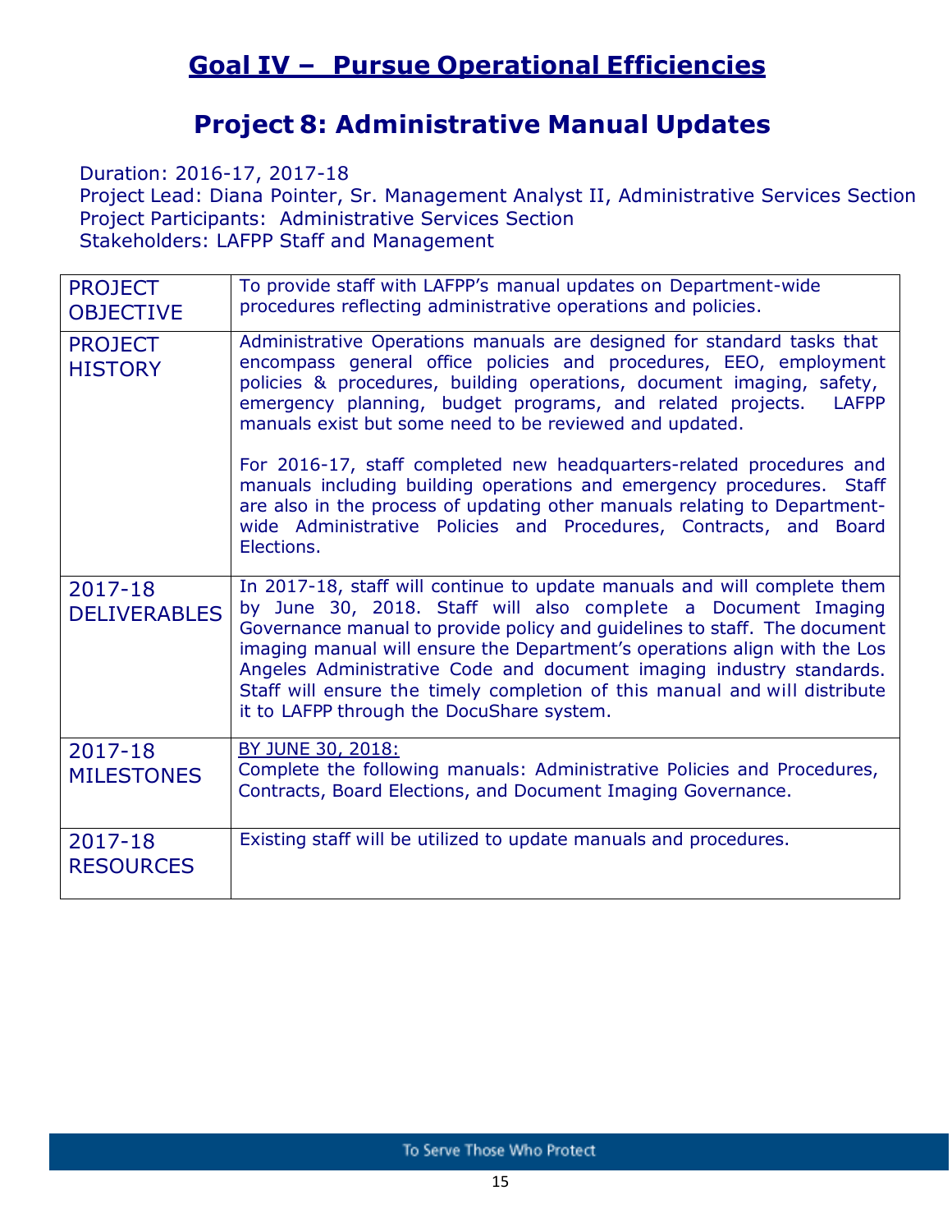# Goal IV – Pursue Operational Efficiencies

## Project 8: Administrative Manual Updates

Duration: 2016-17, 2017-18
Project Lead: Diana Pointer, Sr. Management Analyst II, Administrative Services Section
Project Participants: Administrative Services Section
Stakeholders: LAFPP Staff and Management

| | |
|---|---|
| PROJECT OBJECTIVE | To provide staff with LAFPP's manual updates on Department-wide procedures reflecting administrative operations and policies. |
| PROJECT HISTORY | Administrative Operations manuals are designed for standard tasks that encompass general office policies and procedures, EEO, employment policies & procedures, building operations, document imaging, safety, emergency planning, budget programs, and related projects. LAFPP manuals exist but some need to be reviewed and updated.<br><br>For 2016-17, staff completed new headquarters-related procedures and manuals including building operations and emergency procedures. Staff are also in the process of updating other manuals relating to Department-wide Administrative Policies and Procedures, Contracts, and Board Elections. |
| 2017-18 DELIVERABLES | In 2017-18, staff will continue to update manuals and will complete them by June 30, 2018. Staff will also complete a Document Imaging Governance manual to provide policy and guidelines to staff. The document imaging manual will ensure the Department's operations align with the Los Angeles Administrative Code and document imaging industry standards. Staff will ensure the timely completion of this manual and will distribute it to LAFPP through the DocuShare system. |
| 2017-18 MILESTONES | BY JUNE 30, 2018:<br>Complete the following manuals: Administrative Policies and Procedures, Contracts, Board Elections, and Document Imaging Governance. |
| 2017-18 RESOURCES | Existing staff will be utilized to update manuals and procedures. |

To Serve Those Who Protect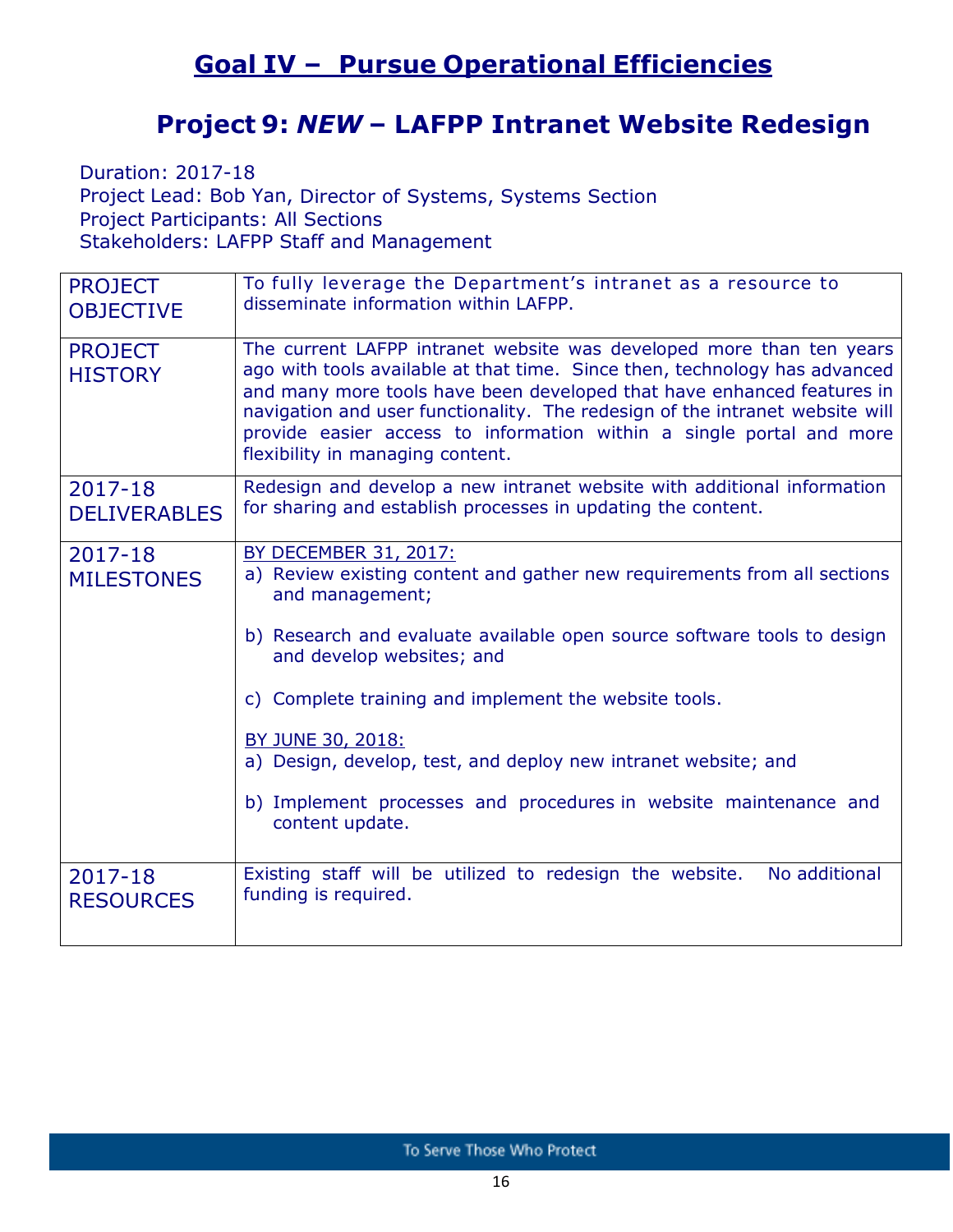# Goal IV – Pursue Operational Efficiencies

## Project 9: *NEW* – LAFPP Intranet Website Redesign

Duration: 2017-18
Project Lead: Bob Yan, Director of Systems, Systems Section
Project Participants: All Sections
Stakeholders: LAFPP Staff and Management

| | |
|---|---|
| PROJECT OBJECTIVE | To fully leverage the Department's intranet as a resource to disseminate information within LAFPP. |
| PROJECT HISTORY | The current LAFPP intranet website was developed more than ten years ago with tools available at that time. Since then, technology has advanced and many more tools have been developed that have enhanced features in navigation and user functionality. The redesign of the intranet website will provide easier access to information within a single portal and more flexibility in managing content. |
| 2017-18 DELIVERABLES | Redesign and develop a new intranet website with additional information for sharing and establish processes in updating the content. |
| 2017-18 MILESTONES | BY DECEMBER 31, 2017:<br>a) Review existing content and gather new requirements from all sections and management;<br>b) Research and evaluate available open source software tools to design and develop websites; and<br>c) Complete training and implement the website tools.<br><br>BY JUNE 30, 2018:<br>a) Design, develop, test, and deploy new intranet website; and<br>b) Implement processes and procedures in website maintenance and content update. |
| 2017-18 RESOURCES | Existing staff will be utilized to redesign the website. No additional funding is required. |

To Serve Those Who Protect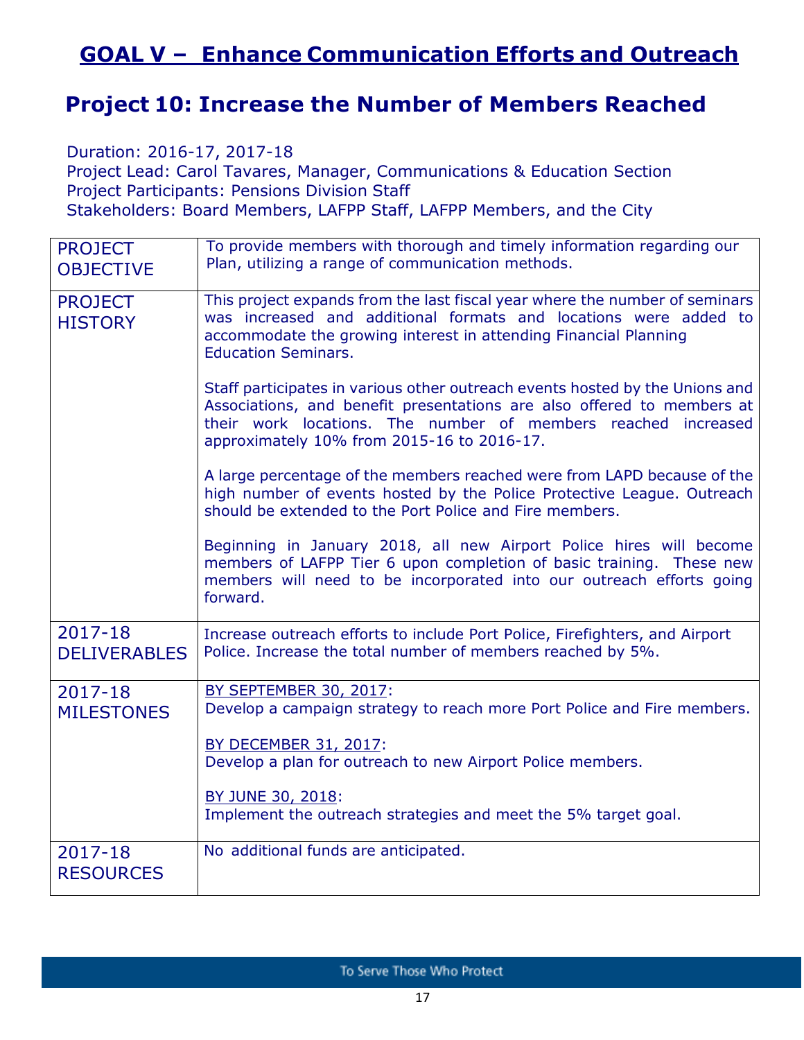# GOAL V – Enhance Communication Efforts and Outreach

## Project 10: Increase the Number of Members Reached

Duration: 2016-17, 2017-18
Project Lead: Carol Tavares, Manager, Communications & Education Section
Project Participants: Pensions Division Staff
Stakeholders: Board Members, LAFPP Staff, LAFPP Members, and the City

| | |
|---|---|
| PROJECT OBJECTIVE | To provide members with thorough and timely information regarding our Plan, utilizing a range of communication methods. |
| PROJECT HISTORY | This project expands from the last fiscal year where the number of seminars was increased and additional formats and locations were added to accommodate the growing interest in attending Financial Planning Education Seminars.<br><br>Staff participates in various other outreach events hosted by the Unions and Associations, and benefit presentations are also offered to members at their work locations. The number of members reached increased approximately 10% from 2015-16 to 2016-17.<br><br>A large percentage of the members reached were from LAPD because of the high number of events hosted by the Police Protective League. Outreach should be extended to the Port Police and Fire members.<br><br>Beginning in January 2018, all new Airport Police hires will become members of LAFPP Tier 6 upon completion of basic training. These new members will need to be incorporated into our outreach efforts going forward. |
| 2017-18 DELIVERABLES | Increase outreach efforts to include Port Police, Firefighters, and Airport Police. Increase the total number of members reached by 5%. |
| 2017-18 MILESTONES | BY SEPTEMBER 30, 2017:<br>Develop a campaign strategy to reach more Port Police and Fire members.<br><br>BY DECEMBER 31, 2017:<br>Develop a plan for outreach to new Airport Police members.<br><br>BY JUNE 30, 2018:<br>Implement the outreach strategies and meet the 5% target goal. |
| 2017-18 RESOURCES | No additional funds are anticipated. |